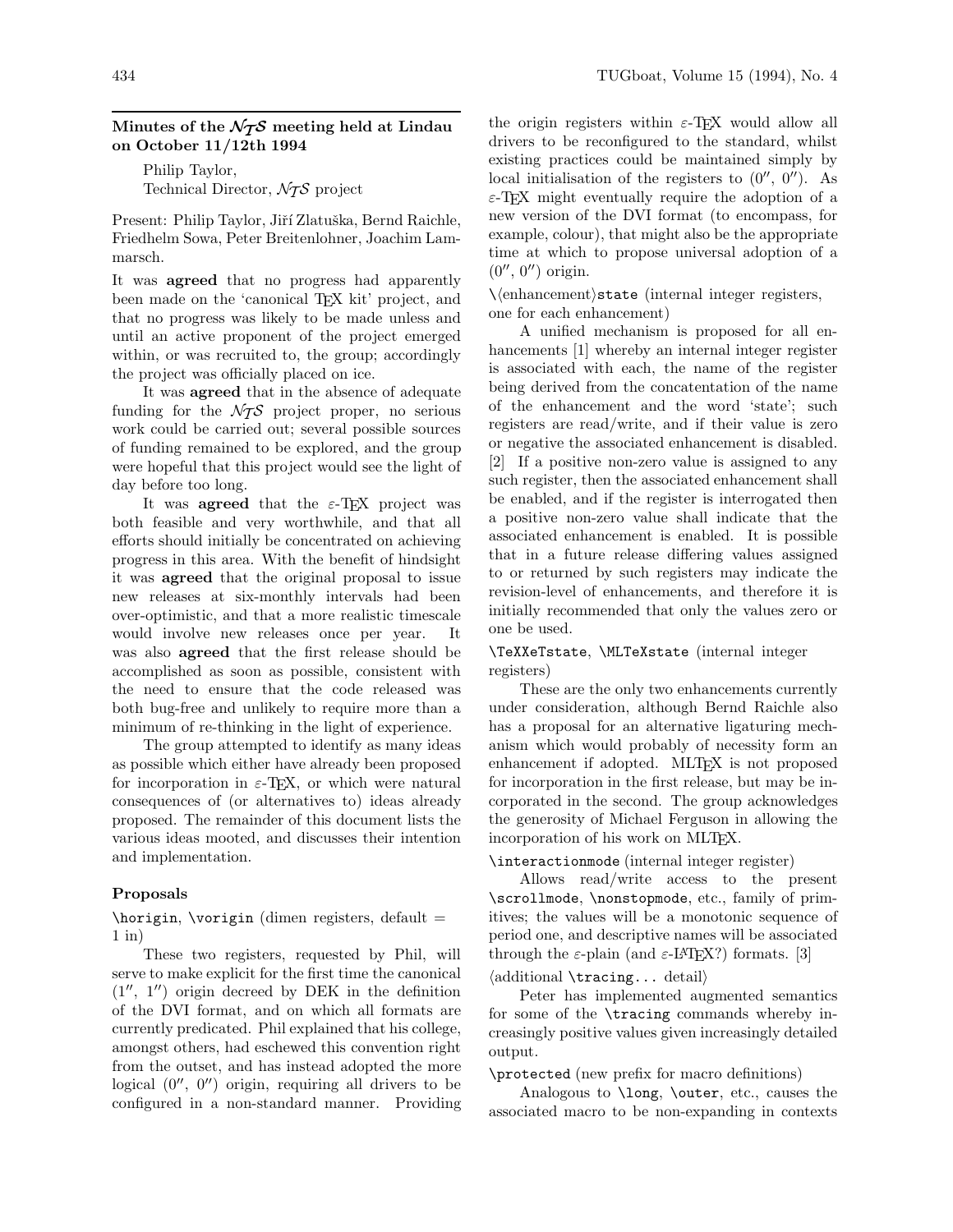## Minutes of the $\mathcal{N}_\mathcal{T}\mathcal{S}$ meeting held at Lindau on October 11/12th 1994

Philip Taylor,
Technical Director, $\mathcal{N}_\mathcal{T}\mathcal{S}$ project

Present: Philip Taylor, Jiří Zlatuška, Bernd Raichle, Friedhelm Sowa, Peter Breitenlohner, Joachim Lammarsch.

It was **agreed** that no progress had apparently been made on the 'canonical TeX kit' project, and that no progress was likely to be made unless and until an active proponent of the project emerged within, or was recruited to, the group; accordingly the project was officially placed on ice.

It was **agreed** that in the absence of adequate funding for the $\mathcal{N}_\mathcal{T}\mathcal{S}$ project proper, no serious work could be carried out; several possible sources of funding remained to be explored, and the group were hopeful that this project would see the light of day before too long.

It was **agreed** that the ε-TeX project was both feasible and very worthwhile, and that all efforts should initially be concentrated on achieving progress in this area. With the benefit of hindsight it was **agreed** that the original proposal to issue new releases at six-monthly intervals had been over-optimistic, and that a more realistic timescale would involve new releases once per year. It was also **agreed** that the first release should be accomplished as soon as possible, consistent with the need to ensure that the code released was both bug-free and unlikely to require more than a minimum of re-thinking in the light of experience.

The group attempted to identify as many ideas as possible which either have already been proposed for incorporation in ε-TeX, or which were natural consequences of (or alternatives to) ideas already proposed. The remainder of this document lists the various ideas mooted, and discusses their intention and implementation.

### Proposals

`\horigin`, `\vorigin` (dimen registers, default = 1 in)

These two registers, requested by Phil, will serve to make explicit for the first time the canonical (1″, 1″) origin decreed by DEK in the definition of the DVI format, and on which all formats are currently predicated. Phil explained that his college, amongst others, had eschewed this convention right from the outset, and has instead adopted the more logical (0″, 0″) origin, requiring all drivers to be configured in a non-standard manner. Providing the origin registers within ε-TeX would allow all drivers to be reconfigured to the standard, whilst existing practices could be maintained simply by local initialisation of the registers to (0″, 0″). As ε-TeX might eventually require the adoption of a new version of the DVI format (to encompass, for example, colour), that might also be the appropriate time at which to propose universal adoption of a (0″, 0″) origin.

`\`⟨enhancement⟩`state` (internal integer registers, one for each enhancement)

A unified mechanism is proposed for all enhancements [1] whereby an internal integer register is associated with each, the name of the register being derived from the concatentation of the name of the enhancement and the word 'state'; such registers are read/write, and if their value is zero or negative the associated enhancement is disabled. [2] If a positive non-zero value is assigned to any such register, then the associated enhancement shall be enabled, and if the register is interrogated then a positive non-zero value shall indicate that the associated enhancement is enabled. It is possible that in a future release differing values assigned to or returned by such registers may indicate the revision-level of enhancements, and therefore it is initially recommended that only the values zero or one be used.

`\TeXXeTstate`, `\MLTeXstate` (internal integer registers)

These are the only two enhancements currently under consideration, although Bernd Raichle also has a proposal for an alternative ligaturing mechanism which would probably of necessity form an enhancement if adopted. MLTeX is not proposed for incorporation in the first release, but may be incorporated in the second. The group acknowledges the generosity of Michael Ferguson in allowing the incorporation of his work on MLTeX.

`\interactionmode` (internal integer register)

Allows read/write access to the present `\scrollmode`, `\nonstopmode`, etc., family of primitives; the values will be a monotonic sequence of period one, and descriptive names will be associated through the ε-plain (and ε-LaTeX?) formats. [3]

⟨additional `\tracing...` detail⟩

Peter has implemented augmented semantics for some of the `\tracing` commands whereby increasingly positive values given increasingly detailed output.

`\protected` (new prefix for macro definitions)

Analogous to `\long`, `\outer`, etc., causes the associated macro to be non-expanding in contexts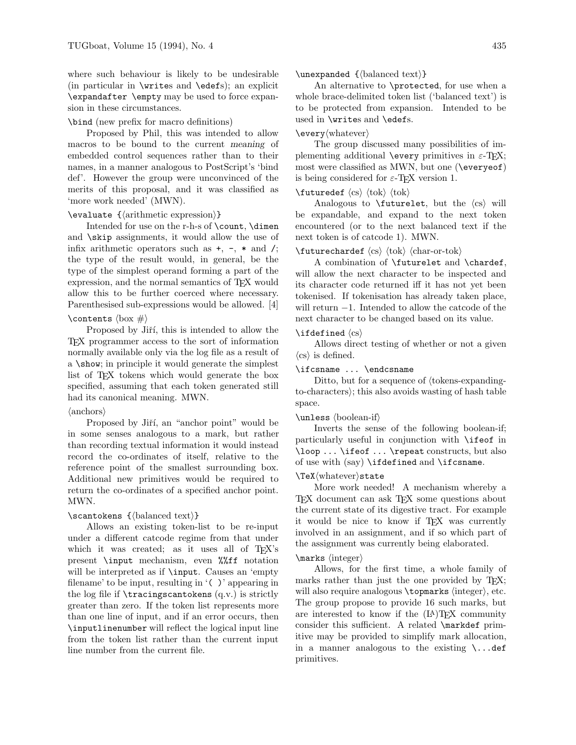where such behaviour is likely to be undesirable (in particular in `\write`s and `\edef`s); an explicit `\expandafter \empty` may be used to force expansion in these circumstances.

`\bind` (new prefix for macro definitions)

Proposed by Phil, this was intended to allow macros to be bound to the current *meaning* of embedded control sequences rather than to their names, in a manner analogous to PostScript's 'bind def'. However the group were unconvinced of the merits of this proposal, and it was classified as 'more work needed' (MWN).

`\evaluate {`⟨arithmetic expression⟩`}`

Intended for use on the r-h-s of `\count`, `\dimen` and `\skip` assignments, it would allow the use of infix arithmetic operators such as `+`, `-`, `*` and `/`; the type of the result would, in general, be the type of the simplest operand forming a part of the expression, and the normal semantics of TeX would allow this to be further coerced where necessary. Parenthesised sub-expressions would be allowed. [4]

`\contents` ⟨box #⟩

Proposed by Jiří, this is intended to allow the TeX programmer access to the sort of information normally available only via the log file as a result of a `\show`; in principle it would generate the simplest list of TeX tokens which would generate the box specified, assuming that each token generated still had its canonical meaning. MWN.

⟨anchors⟩

Proposed by Jiří, an "anchor point" would be in some senses analogous to a mark, but rather than recording textual information it would instead record the co-ordinates of itself, relative to the reference point of the smallest surrounding box. Additional new primitives would be required to return the co-ordinates of a specified anchor point. MWN.

`\scantokens {`⟨balanced text⟩`}`

Allows an existing token-list to be re-input under a different catcode regime from that under which it was created; as it uses all of TeX's present `\input` mechanism, even `%%ff` notation will be interpreted as if `\input`. Causes an 'empty filename' to be input, resulting in '`( )`' appearing in the log file if `\tracingscantokens` (q.v.) is strictly greater than zero. If the token list represents more than one line of input, and if an error occurs, then `\inputlinenumber` will reflect the logical input line from the token list rather than the current input line number from the current file.

`\unexpanded {`⟨balanced text⟩`}`

An alternative to `\protected`, for use when a whole brace-delimited token list ('balanced text') is to be protected from expansion. Intended to be used in `\write`s and `\edef`s.

`\every`⟨whatever⟩

The group discussed many possibilities of implementing additional `\every` primitives in ε-TeX; most were classified as MWN, but one (`\everyeof`) is being considered for ε-TeX version 1.

`\futuredef` ⟨cs⟩ ⟨tok⟩ ⟨tok⟩

Analogous to `\futurelet`, but the ⟨cs⟩ will be expandable, and expand to the next token encountered (or to the next balanced text if the next token is of catcode 1). MWN.

`\futurechardef` ⟨cs⟩ ⟨tok⟩ ⟨char-or-tok⟩

A combination of `\futurelet` and `\chardef`, will allow the next character to be inspected and its character code returned iff it has not yet been tokenised. If tokenisation has already taken place, will return −1. Intended to allow the catcode of the next character to be changed based on its value.

`\ifdefined` ⟨cs⟩

Allows direct testing of whether or not a given ⟨cs⟩ is defined.

`\ifcsname ... \endcsname`

Ditto, but for a sequence of ⟨tokens-expanding-to-characters⟩; this also avoids wasting of hash table space.

`\unless` ⟨boolean-if⟩

Inverts the sense of the following boolean-if; particularly useful in conjunction with `\ifeof` in `\loop ... \ifeof ... \repeat` constructs, but also of use with (say) `\ifdefined` and `\ifcsname`.

`\TeX`⟨whatever⟩`state`

More work needed! A mechanism whereby a TeX document can ask TeX some questions about the current state of its digestive tract. For example it would be nice to know if TeX was currently involved in an assignment, and if so which part of the assignment was currently being elaborated.

`\marks` ⟨integer⟩

Allows, for the first time, a whole family of marks rather than just the one provided by TeX; will also require analogous `\topmarks` ⟨integer⟩, etc. The group propose to provide 16 such marks, but are interested to know if the (LA)TeX community consider this sufficient. A related `\markdef` primitive may be provided to simplify mark allocation, in a manner analogous to the existing `\...def` primitives.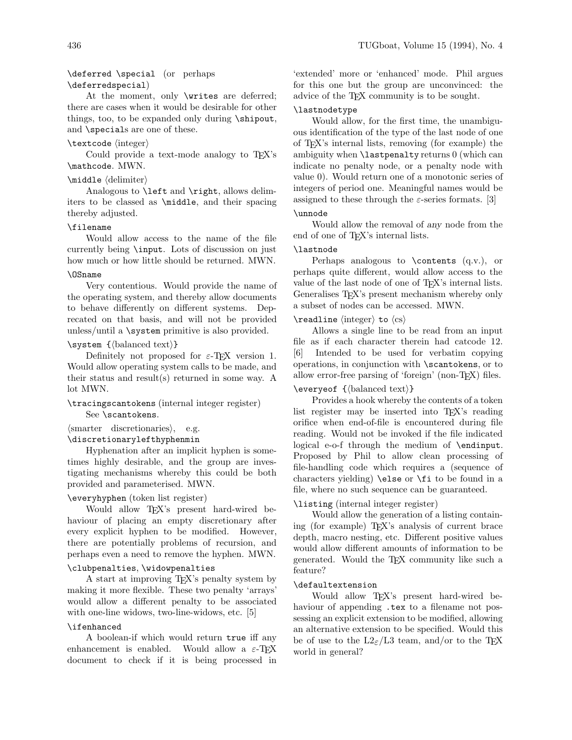`\deferred \special` (or perhaps `\deferredspecial`)

At the moment, only `\write`s are deferred; there are cases when it would be desirable for other things, too, to be expanded only during `\shipout`, and `\special`s are one of these.

`\textcode` ⟨integer⟩

Could provide a text-mode analogy to TeX's `\mathcode`. MWN.

`\middle` ⟨delimiter⟩

Analogous to `\left` and `\right`, allows delimiters to be classed as `\middle`, and their spacing thereby adjusted.

`\filename`

Would allow access to the name of the file currently being `\input`. Lots of discussion on just how much or how little should be returned. MWN.

`\OSname`

Very contentious. Would provide the name of the operating system, and thereby allow documents to behave differently on different systems. Deprecated on that basis, and will not be provided unless/until a `\system` primitive is also provided.

`\system {`⟨balanced text⟩`}`

Definitely not proposed for ε-TeX version 1. Would allow operating system calls to be made, and their status and result(s) returned in some way. A lot MWN.

`\tracingscantokens` (internal integer register)

See `\scantokens`.

⟨smarter discretionaries⟩, e.g. `\discretionarylefthyphenmin`

Hyphenation after an implicit hyphen is sometimes highly desirable, and the group are investigating mechanisms whereby this could be both provided and parameterised. MWN.

`\everyhyphen` (token list register)

Would allow TeX's present hard-wired behaviour of placing an empty discretionary after every explicit hyphen to be modified. However, there are potentially problems of recursion, and perhaps even a need to remove the hyphen. MWN.

`\clubpenalties`, `\widowpenalties`

A start at improving TeX's penalty system by making it more flexible. These two penalty 'arrays' would allow a different penalty to be associated with one-line widows, two-line-widows, etc. [5]

`\ifenhanced`

A boolean-if which would return `true` iff any enhancement is enabled. Would allow a ε-TeX document to check if it is being processed in 'extended' more or 'enhanced' mode. Phil argues for this one but the group are unconvinced: the advice of the TeX community is to be sought.

`\lastnodetype`

Would allow, for the first time, the unambiguous identification of the type of the last node of one of TeX's internal lists, removing (for example) the ambiguity when `\lastpenalty` returns 0 (which can indicate no penalty node, or a penalty node with value 0). Would return one of a monotonic series of integers of period one. Meaningful names would be assigned to these through the ε-series formats. [3]

`\unnode`

Would allow the removal of *any* node from the end of one of TeX's internal lists.

`\lastnode`

Perhaps analogous to `\contents` (q.v.), or perhaps quite different, would allow access to the value of the last node of one of TeX's internal lists. Generalises TeX's present mechanism whereby only a subset of nodes can be accessed. MWN.

`\readline` ⟨integer⟩ `to` ⟨cs⟩

Allows a single line to be read from an input file as if each character therein had catcode 12. [6] Intended to be used for verbatim copying operations, in conjunction with `\scantokens`, or to allow error-free parsing of 'foreign' (non-TeX) files.

`\everyeof {`⟨balanced text⟩`}`

Provides a hook whereby the contents of a token list register may be inserted into TeX's reading orifice when end-of-file is encountered during file reading. Would not be invoked if the file indicated logical e-o-f through the medium of `\endinput`. Proposed by Phil to allow clean processing of file-handling code which requires a (sequence of characters yielding) `\else` or `\fi` to be found in a file, where no such sequence can be guaranteed.

`\listing` (internal integer register)

Would allow the generation of a listing containing (for example) TeX's analysis of current brace depth, macro nesting, etc. Different positive values would allow different amounts of information to be generated. Would the TeX community like such a feature?

`\defaulttextension`

Would allow TeX's present hard-wired behaviour of appending `.tex` to a filename not possessing an explicit extension to be modified, allowing an alternative extension to be specified. Would this be of use to the L2ε/L3 team, and/or to the TeX world in general?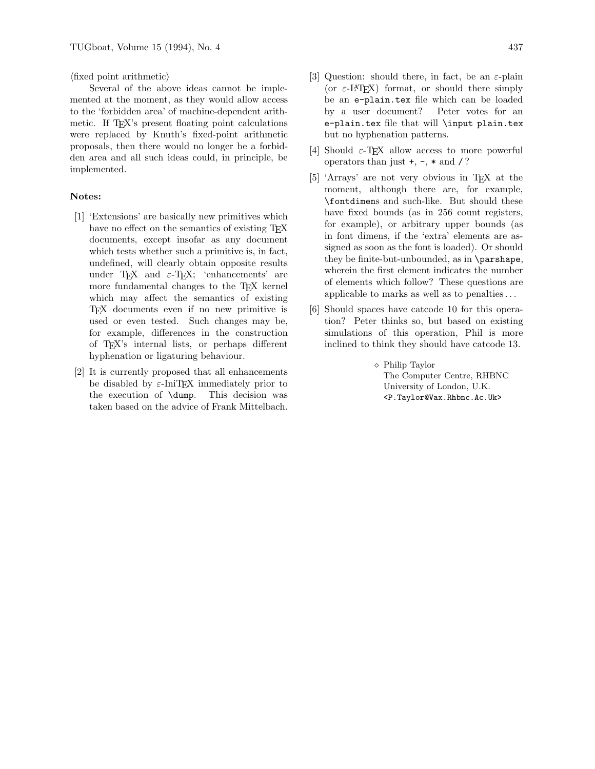⟨fixed point arithmetic⟩

Several of the above ideas cannot be implemented at the moment, as they would allow access to the 'forbidden area' of machine-dependent arithmetic. If TeX's present floating point calculations were replaced by Knuth's fixed-point arithmetic proposals, then there would no longer be a forbidden area and all such ideas could, in principle, be implemented.

**Notes:**

[1] 'Extensions' are basically new primitives which have no effect on the semantics of existing TeX documents, except insofar as any document which tests whether such a primitive is, in fact, undefined, will clearly obtain opposite results under TeX and $\varepsilon$-TeX; 'enhancements' are more fundamental changes to the TeX kernel which may affect the semantics of existing TeX documents even if no new primitive is used or even tested. Such changes may be, for example, differences in the construction of TeX's internal lists, or perhaps different hyphenation or ligaturing behaviour.

[2] It is currently proposed that all enhancements be disabled by $\varepsilon$-IniTeX immediately prior to the execution of `\dump`. This decision was taken based on the advice of Frank Mittelbach.

[3] Question: should there, in fact, be an $\varepsilon$-plain (or $\varepsilon$-LaTeX) format, or should there simply be an `e-plain.tex` file which can be loaded by a user document? Peter votes for an `e-plain.tex` file that will `\input plain.tex` but no hyphenation patterns.

[4] Should $\varepsilon$-TeX allow access to more powerful operators than just `+`, `-`, `*` and `/`?

[5] 'Arrays' are not very obvious in TeX at the moment, although there are, for example, `\fontdimen`s and such-like. But should these have fixed bounds (as in 256 count registers, for example), or arbitrary upper bounds (as in font dimens, if the 'extra' elements are assigned as soon as the font is loaded). Or should they be finite-but-unbounded, as in `\parshape`, wherein the first element indicates the number of elements which follow? These questions are applicable to marks as well as to penalties...

[6] Should spaces have catcode 10 for this operation? Peter thinks so, but based on existing simulations of this operation, Phil is more inclined to think they should have catcode 13.

⋄ Philip Taylor
The Computer Centre, RHBNC
University of London, U.K.
`<P.Taylor@Vax.Rhbnc.Ac.Uk>`